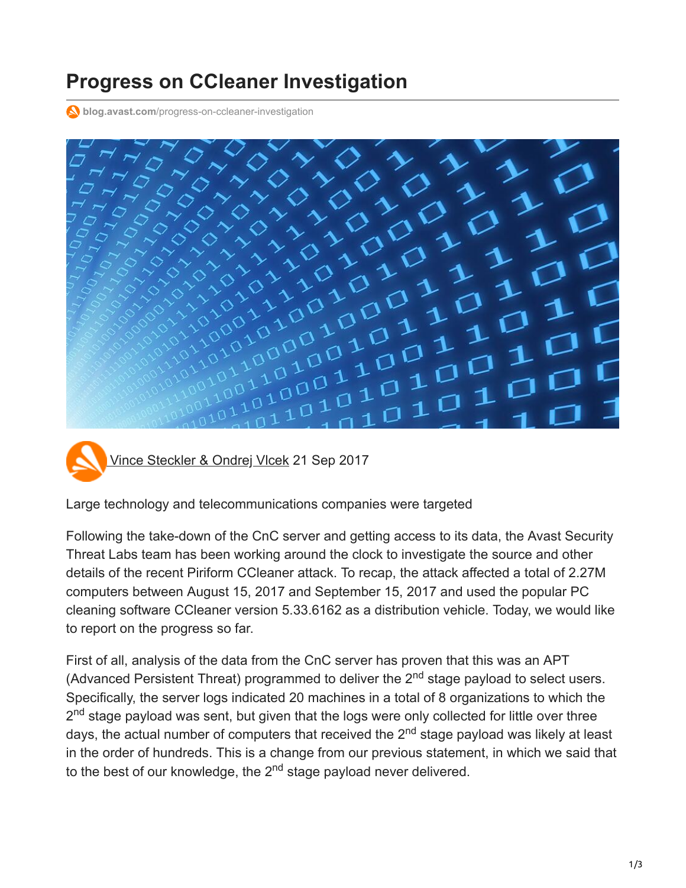# Progress on CCleaner Investigation

blog.avast.com/progress-on-ccleaner-investigation

Vince Steckler & Ondrej Vlcek 21 Sep 2017

Large technology and telecommunications companies were targeted

Following the take-down of the CnC server and getting access to its data, the Avast Security Threat Labs team has been working around the clock to investigate the source and other details of the recent Piriform CCleaner attack. To recap, the attack affected a total of 2.27M computers between August 15, 2017 and September 15, 2017 and used the popular PC cleaning software CCleaner version 5.33.6162 as a distribution vehicle. Today, we would like to report on the progress so far.

First of all, analysis of the data from the CnC server has proven that this was an APT (Advanced Persistent Threat) programmed to deliver the 2nd stage payload to select users. Specifically, the server logs indicated 20 machines in a total of 8 organizations to which the 2nd stage payload was sent, but given that the logs were only collected for little over three days, the actual number of computers that received the 2nd stage payload was likely at least in the order of hundreds. This is a change from our previous statement, in which we said that to the best of our knowledge, the 2nd stage payload never delivered.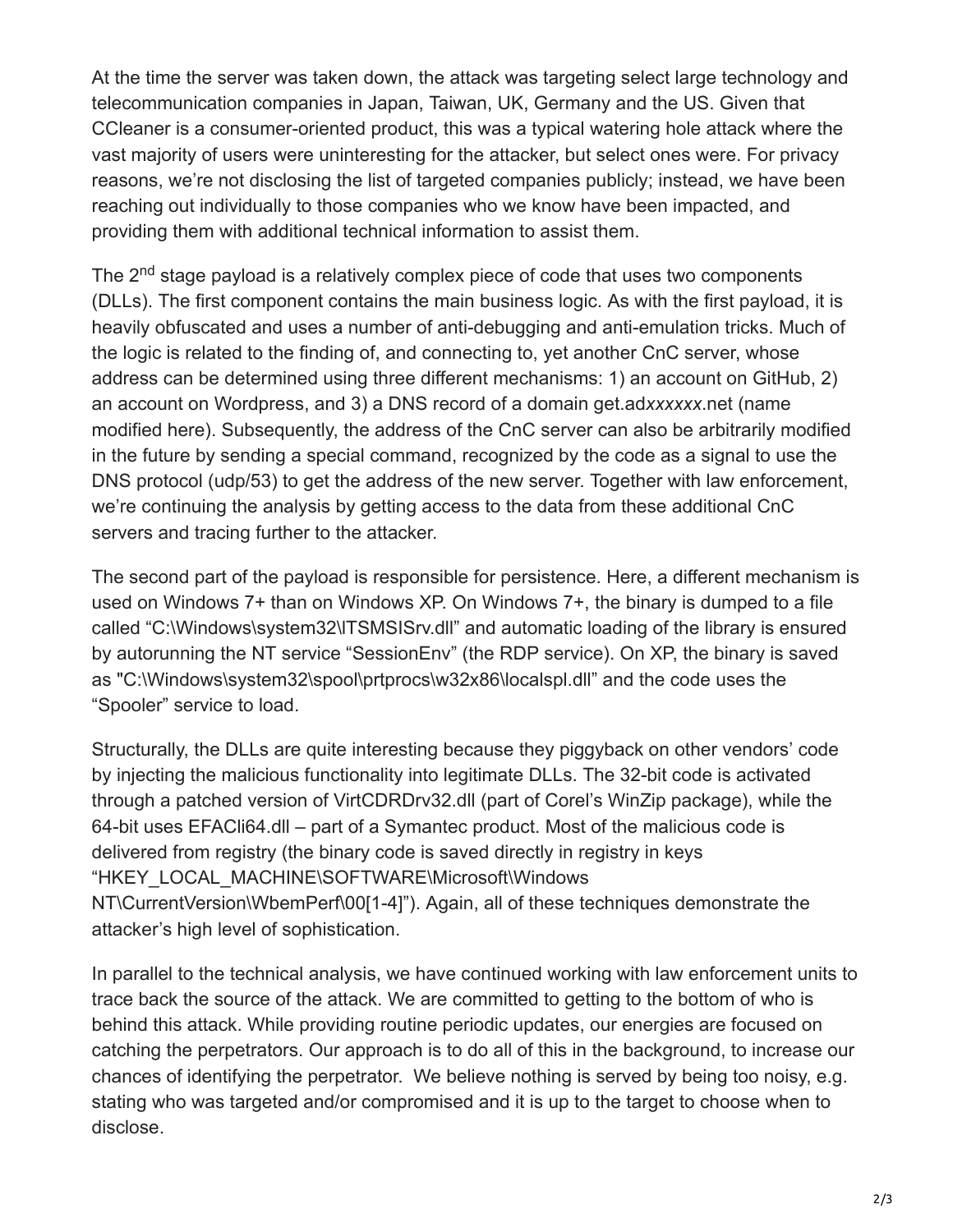At the time the server was taken down, the attack was targeting select large technology and telecommunication companies in Japan, Taiwan, UK, Germany and the US. Given that CCleaner is a consumer-oriented product, this was a typical watering hole attack where the vast majority of users were uninteresting for the attacker, but select ones were. For privacy reasons, we're not disclosing the list of targeted companies publicly; instead, we have been reaching out individually to those companies who we know have been impacted, and providing them with additional technical information to assist them.

The 2nd stage payload is a relatively complex piece of code that uses two components (DLLs). The first component contains the main business logic. As with the first payload, it is heavily obfuscated and uses a number of anti-debugging and anti-emulation tricks. Much of the logic is related to the finding of, and connecting to, yet another CnC server, whose address can be determined using three different mechanisms: 1) an account on GitHub, 2) an account on Wordpress, and 3) a DNS record of a domain get.ad*xxxxxx*.net (name modified here). Subsequently, the address of the CnC server can also be arbitrarily modified in the future by sending a special command, recognized by the code as a signal to use the DNS protocol (udp/53) to get the address of the new server. Together with law enforcement, we're continuing the analysis by getting access to the data from these additional CnC servers and tracing further to the attacker.

The second part of the payload is responsible for persistence. Here, a different mechanism is used on Windows 7+ than on Windows XP. On Windows 7+, the binary is dumped to a file called "C:\Windows\system32\TSMSISrv.dll" and automatic loading of the library is ensured by autorunning the NT service "SessionEnv" (the RDP service). On XP, the binary is saved as "C:\Windows\system32\spool\prtprocs\w32x86\localspl.dll" and the code uses the "Spooler" service to load.

Structurally, the DLLs are quite interesting because they piggyback on other vendors' code by injecting the malicious functionality into legitimate DLLs. The 32-bit code is activated through a patched version of VirtCDRDrv32.dll (part of Corel's WinZip package), while the 64-bit uses EFACli64.dll – part of a Symantec product. Most of the malicious code is delivered from registry (the binary code is saved directly in registry in keys "HKEY_LOCAL_MACHINE\SOFTWARE\Microsoft\Windows NT\CurrentVersion\WbemPerf\00[1-4]"). Again, all of these techniques demonstrate the attacker's high level of sophistication.

In parallel to the technical analysis, we have continued working with law enforcement units to trace back the source of the attack. We are committed to getting to the bottom of who is behind this attack. While providing routine periodic updates, our energies are focused on catching the perpetrators. Our approach is to do all of this in the background, to increase our chances of identifying the perpetrator. We believe nothing is served by being too noisy, e.g. stating who was targeted and/or compromised and it is up to the target to choose when to disclose.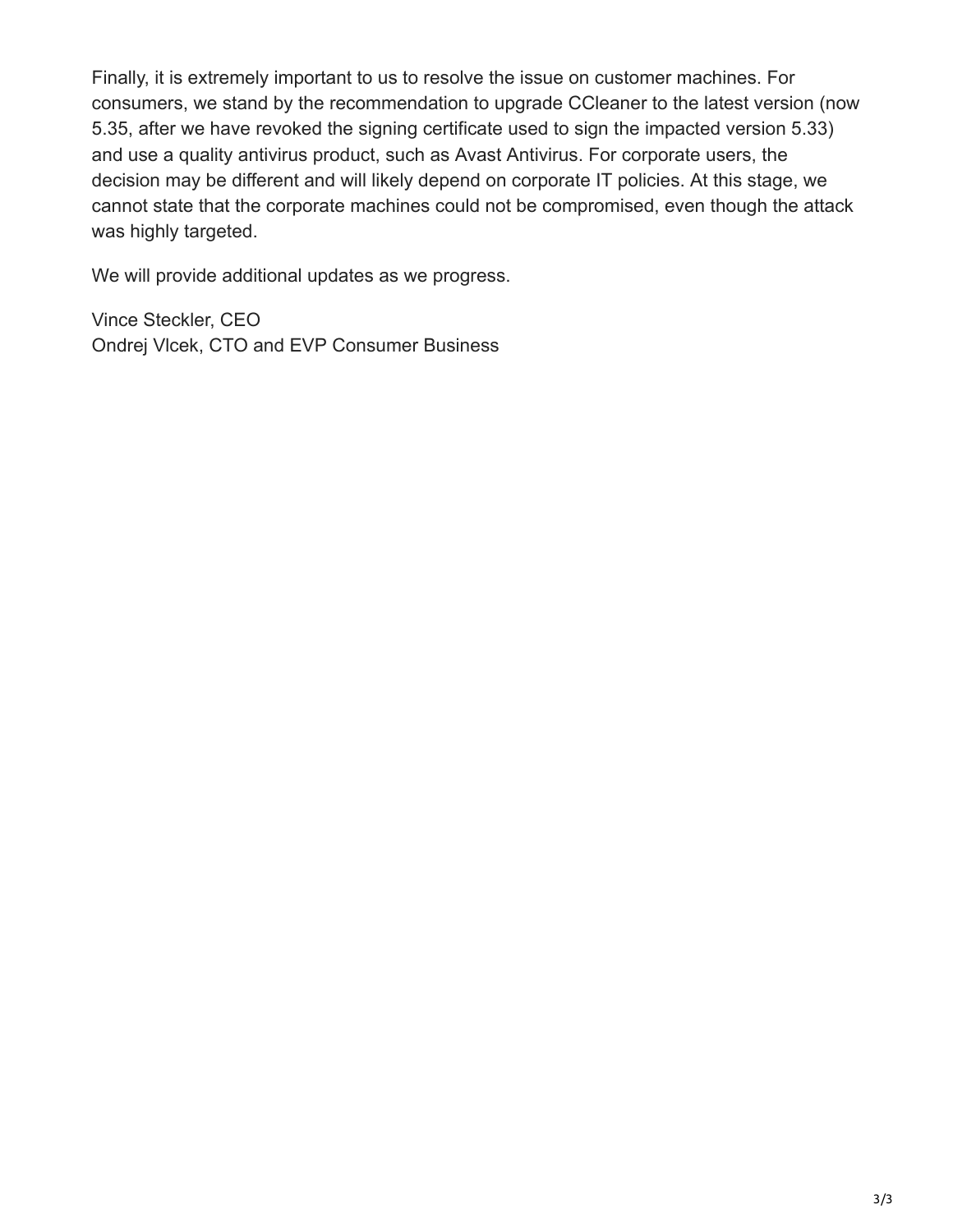Finally, it is extremely important to us to resolve the issue on customer machines. For consumers, we stand by the recommendation to upgrade CCleaner to the latest version (now 5.35, after we have revoked the signing certificate used to sign the impacted version 5.33) and use a quality antivirus product, such as Avast Antivirus. For corporate users, the decision may be different and will likely depend on corporate IT policies. At this stage, we cannot state that the corporate machines could not be compromised, even though the attack was highly targeted.

We will provide additional updates as we progress.

Vince Steckler, CEO
Ondrej Vlcek, CTO and EVP Consumer Business